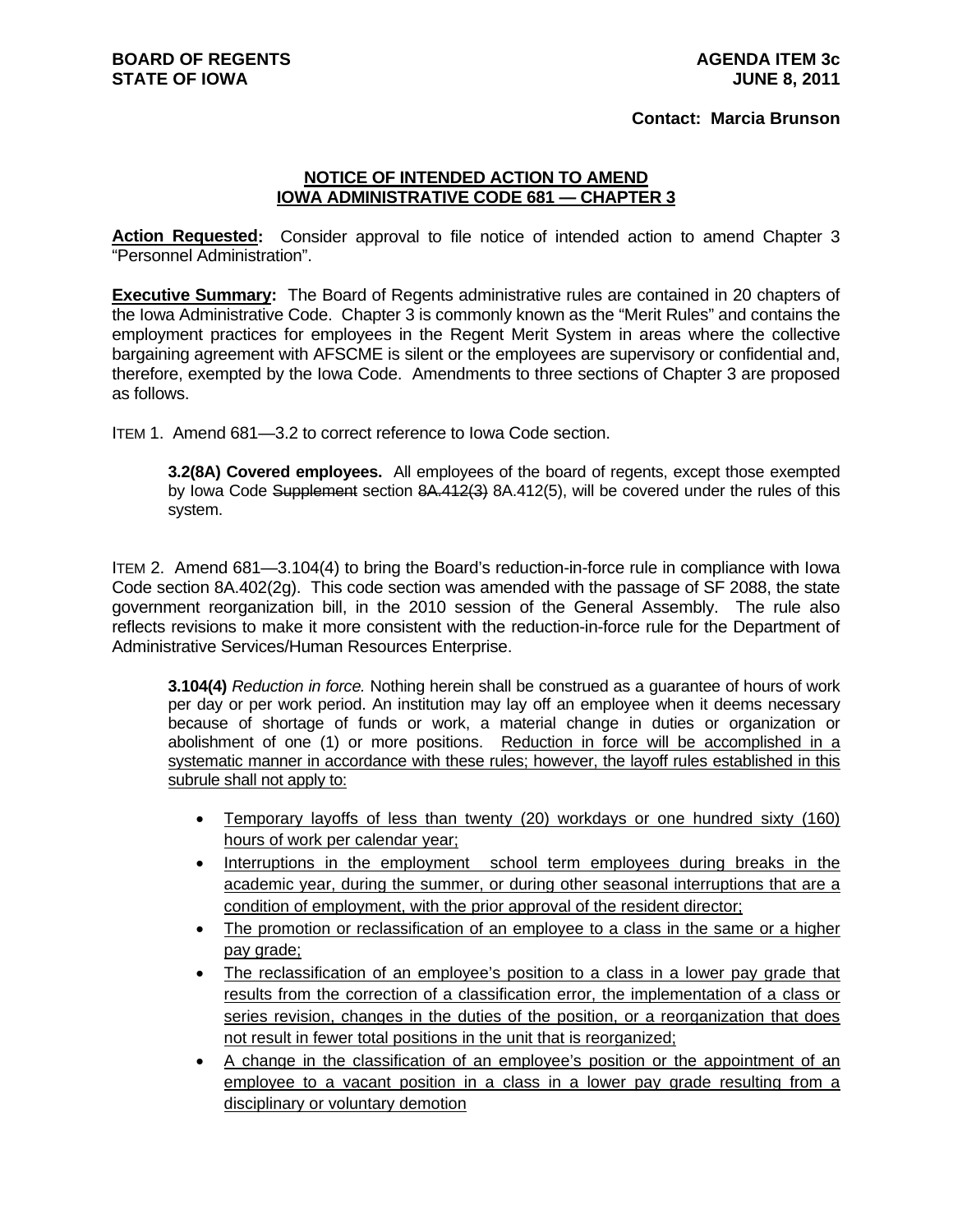**BOARD OF REGENTS**
**STATE OF IOWA**

**AGENDA ITEM 3c**
**JUNE 8, 2011**

**Contact: Marcia Brunson**

## NOTICE OF INTENDED ACTION TO AMEND IOWA ADMINISTRATIVE CODE 681 — CHAPTER 3

**Action Requested:** Consider approval to file notice of intended action to amend Chapter 3 "Personnel Administration".

**Executive Summary:** The Board of Regents administrative rules are contained in 20 chapters of the Iowa Administrative Code. Chapter 3 is commonly known as the "Merit Rules" and contains the employment practices for employees in the Regent Merit System in areas where the collective bargaining agreement with AFSCME is silent or the employees are supervisory or confidential and, therefore, exempted by the Iowa Code. Amendments to three sections of Chapter 3 are proposed as follows.

ITEM 1. Amend 681—3.2 to correct reference to Iowa Code section.

> **3.2(8A) Covered employees.** All employees of the board of regents, except those exempted by Iowa Code ~~Supplement~~ section ~~8A.412(3)~~ 8A.412(5), will be covered under the rules of this system.

ITEM 2. Amend 681—3.104(4) to bring the Board's reduction-in-force rule in compliance with Iowa Code section 8A.402(2g). This code section was amended with the passage of SF 2088, the state government reorganization bill, in the 2010 session of the General Assembly. The rule also reflects revisions to make it more consistent with the reduction-in-force rule for the Department of Administrative Services/Human Resources Enterprise.

> **3.104(4)** *Reduction in force.* Nothing herein shall be construed as a guarantee of hours of work per day or per work period. An institution may lay off an employee when it deems necessary because of shortage of funds or work, a material change in duties or organization or abolishment of one (1) or more positions. <u>Reduction in force will be accomplished in a systematic manner in accordance with these rules; however, the layoff rules established in this subrule shall not apply to:</u>
>
> - <u>Temporary layoffs of less than twenty (20) workdays or one hundred sixty (160) hours of work per calendar year;</u>
> - <u>Interruptions in the employment school term employees during breaks in the academic year, during the summer, or during other seasonal interruptions that are a condition of employment, with the prior approval of the resident director;</u>
> - <u>The promotion or reclassification of an employee to a class in the same or a higher pay grade;</u>
> - <u>The reclassification of an employee's position to a class in a lower pay grade that results from the correction of a classification error, the implementation of a class or series revision, changes in the duties of the position, or a reorganization that does not result in fewer total positions in the unit that is reorganized;</u>
> - <u>A change in the classification of an employee's position or the appointment of an employee to a vacant position in a class in a lower pay grade resulting from a disciplinary or voluntary demotion</u>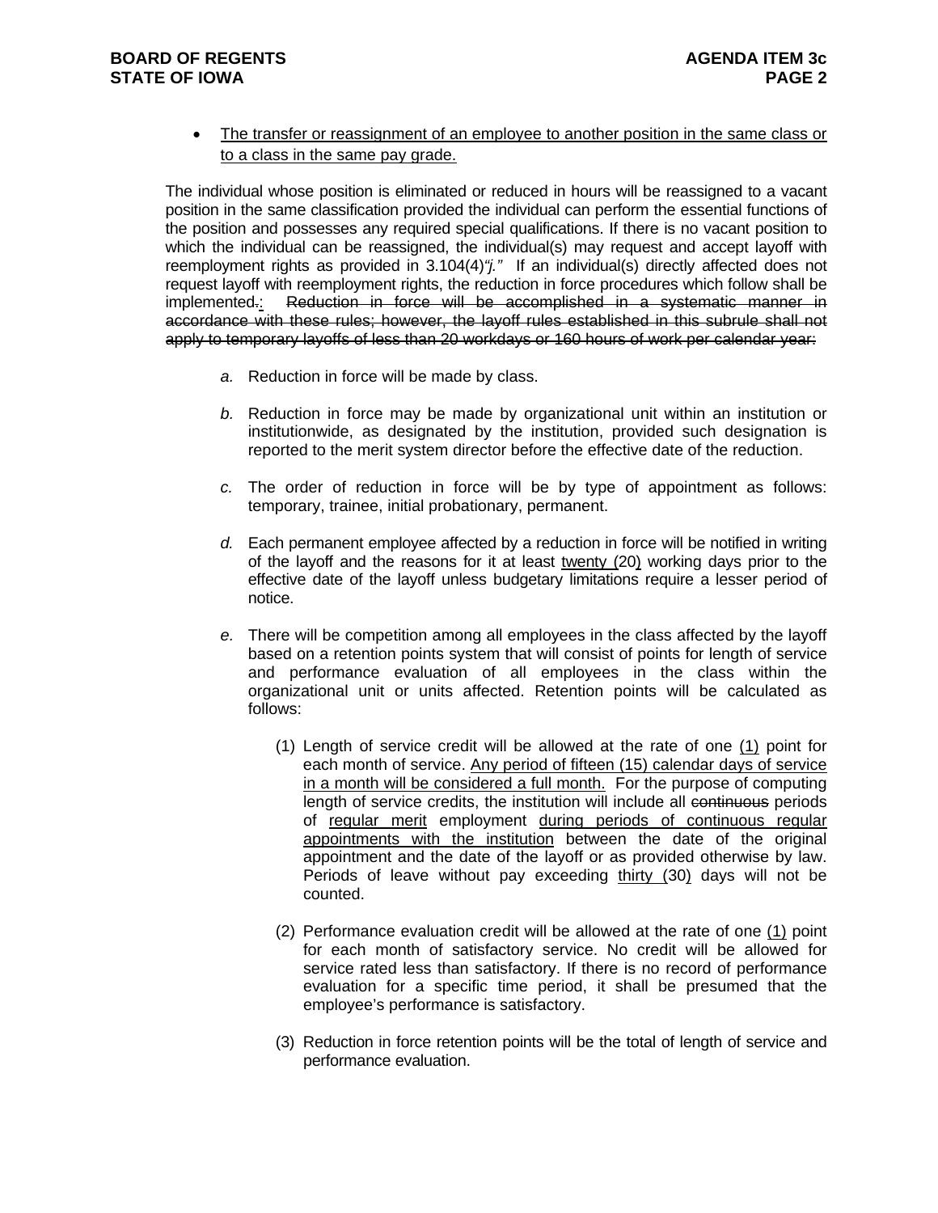- The transfer or reassignment of an employee to another position in the same class or to a class in the same pay grade.

The individual whose position is eliminated or reduced in hours will be reassigned to a vacant position in the same classification provided the individual can perform the essential functions of the position and possesses any required special qualifications. If there is no vacant position to which the individual can be reassigned, the individual(s) may request and accept layoff with reemployment rights as provided in 3.104(4)*"j."* If an individual(s) directly affected does not request layoff with reemployment rights, the reduction in force procedures which follow shall be implemented.: ~~Reduction in force will be accomplished in a systematic manner in accordance with these rules; however, the layoff rules established in this subrule shall not apply to temporary layoffs of less than 20 workdays or 160 hours of work per calendar year:~~

*a.* Reduction in force will be made by class.

*b.* Reduction in force may be made by organizational unit within an institution or institutionwide, as designated by the institution, provided such designation is reported to the merit system director before the effective date of the reduction.

*c.* The order of reduction in force will be by type of appointment as follows: temporary, trainee, initial probationary, permanent.

*d.* Each permanent employee affected by a reduction in force will be notified in writing of the layoff and the reasons for it at least twenty (20) working days prior to the effective date of the layoff unless budgetary limitations require a lesser period of notice.

*e.* There will be competition among all employees in the class affected by the layoff based on a retention points system that will consist of points for length of service and performance evaluation of all employees in the class within the organizational unit or units affected. Retention points will be calculated as follows:

(1) Length of service credit will be allowed at the rate of one (1) point for each month of service. Any period of fifteen (15) calendar days of service in a month will be considered a full month. For the purpose of computing length of service credits, the institution will include all ~~continuous~~ periods of regular merit employment during periods of continuous regular appointments with the institution between the date of the original appointment and the date of the layoff or as provided otherwise by law. Periods of leave without pay exceeding thirty (30) days will not be counted.

(2) Performance evaluation credit will be allowed at the rate of one (1) point for each month of satisfactory service. No credit will be allowed for service rated less than satisfactory. If there is no record of performance evaluation for a specific time period, it shall be presumed that the employee's performance is satisfactory.

(3) Reduction in force retention points will be the total of length of service and performance evaluation.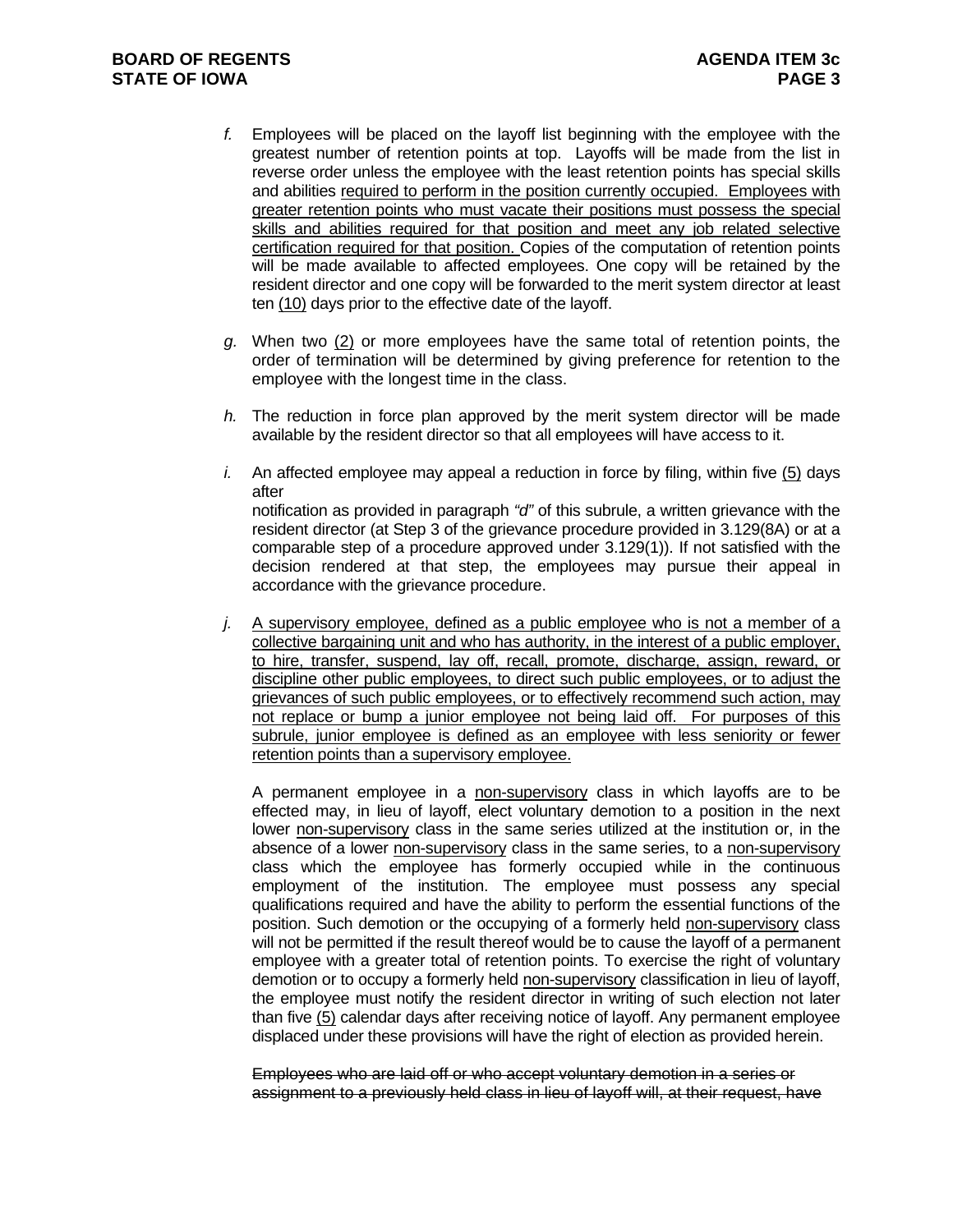*f.* Employees will be placed on the layoff list beginning with the employee with the greatest number of retention points at top. Layoffs will be made from the list in reverse order unless the employee with the least retention points has special skills and abilities <u>required to perform in the position currently occupied. Employees with greater retention points who must vacate their positions must possess the special skills and abilities required for that position and meet any job related selective certification required for that position.</u> Copies of the computation of retention points will be made available to affected employees. One copy will be retained by the resident director and one copy will be forwarded to the merit system director at least ten <u>(10)</u> days prior to the effective date of the layoff.

*g.* When two <u>(2)</u> or more employees have the same total of retention points, the order of termination will be determined by giving preference for retention to the employee with the longest time in the class.

*h.* The reduction in force plan approved by the merit system director will be made available by the resident director so that all employees will have access to it.

*i.* An affected employee may appeal a reduction in force by filing, within five <u>(5)</u> days after notification as provided in paragraph *"d"* of this subrule, a written grievance with the resident director (at Step 3 of the grievance procedure provided in 3.129(8A) or at a comparable step of a procedure approved under 3.129(1)). If not satisfied with the decision rendered at that step, the employees may pursue their appeal in accordance with the grievance procedure.

*j.* <u>A supervisory employee, defined as a public employee who is not a member of a collective bargaining unit and who has authority, in the interest of a public employer, to hire, transfer, suspend, lay off, recall, promote, discharge, assign, reward, or discipline other public employees, to direct such public employees, or to adjust the grievances of such public employees, or to effectively recommend such action, may not replace or bump a junior employee not being laid off. For purposes of this subrule, junior employee is defined as an employee with less seniority or fewer retention points than a supervisory employee.</u>

A permanent employee in a <u>non-supervisory</u> class in which layoffs are to be effected may, in lieu of layoff, elect voluntary demotion to a position in the next lower <u>non-supervisory</u> class in the same series utilized at the institution or, in the absence of a lower <u>non-supervisory</u> class in the same series, to a <u>non-supervisory</u> class which the employee has formerly occupied while in the continuous employment of the institution. The employee must possess any special qualifications required and have the ability to perform the essential functions of the position. Such demotion or the occupying of a formerly held <u>non-supervisory</u> class will not be permitted if the result thereof would be to cause the layoff of a permanent employee with a greater total of retention points. To exercise the right of voluntary demotion or to occupy a formerly held <u>non-supervisory</u> classification in lieu of layoff, the employee must notify the resident director in writing of such election not later than five <u>(5)</u> calendar days after receiving notice of layoff. Any permanent employee displaced under these provisions will have the right of election as provided herein.

~~Employees who are laid off or who accept voluntary demotion in a series or assignment to a previously held class in lieu of layoff will, at their request, have~~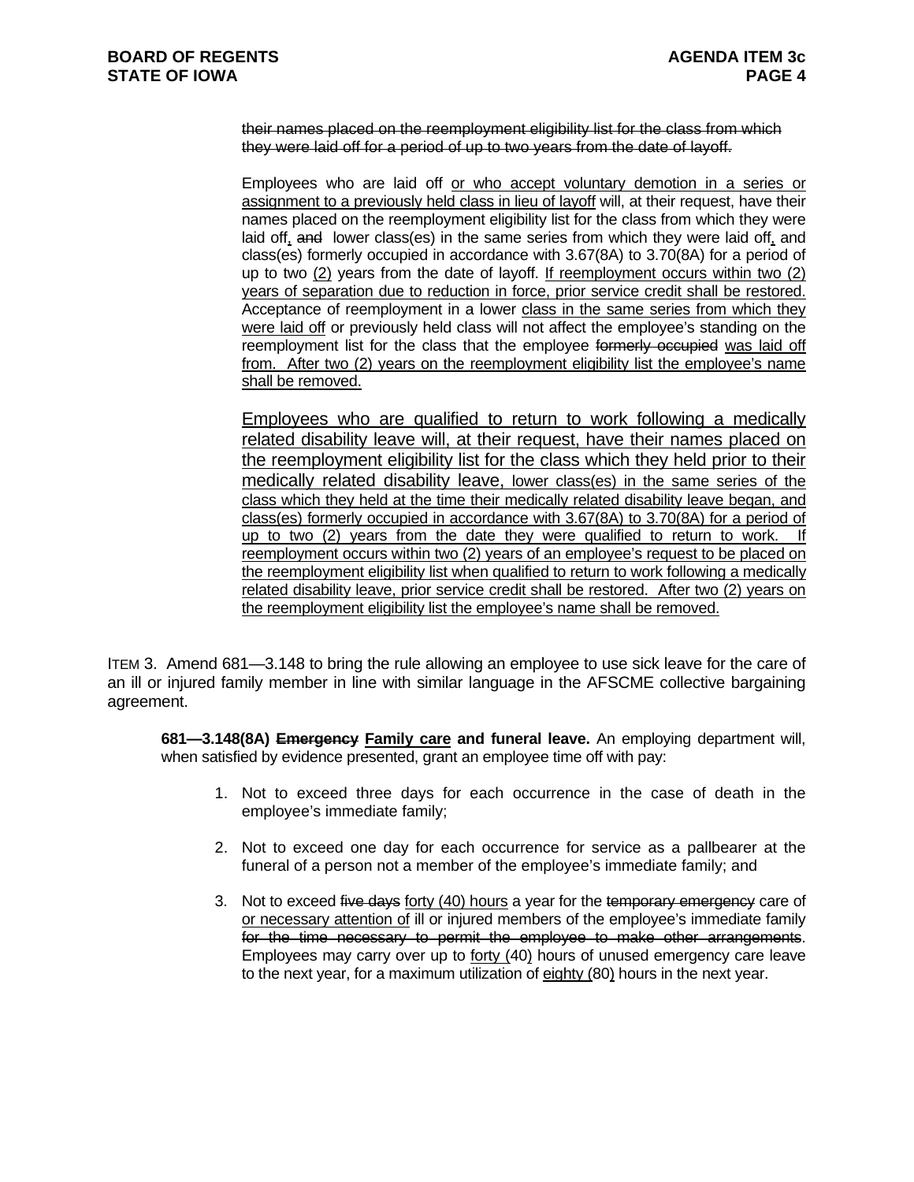their names placed on the reemployment eligibility list for the class from which they were laid off for a period of up to two years from the date of layoff.

Employees who are laid off or who accept voluntary demotion in a series or assignment to a previously held class in lieu of layoff will, at their request, have their names placed on the reemployment eligibility list for the class from which they were laid off, and lower class(es) in the same series from which they were laid off, and class(es) formerly occupied in accordance with 3.67(8A) to 3.70(8A) for a period of up to two (2) years from the date of layoff. If reemployment occurs within two (2) years of separation due to reduction in force, prior service credit shall be restored. Acceptance of reemployment in a lower class in the same series from which they were laid off or previously held class will not affect the employee's standing on the reemployment list for the class that the employee formerly occupied was laid off from. After two (2) years on the reemployment eligibility list the employee's name shall be removed.

Employees who are qualified to return to work following a medically related disability leave will, at their request, have their names placed on the reemployment eligibility list for the class which they held prior to their medically related disability leave, lower class(es) in the same series of the class which they held at the time their medically related disability leave began, and class(es) formerly occupied in accordance with 3.67(8A) to 3.70(8A) for a period of up to two (2) years from the date they were qualified to return to work. If reemployment occurs within two (2) years of an employee's request to be placed on the reemployment eligibility list when qualified to return to work following a medically related disability leave, prior service credit shall be restored. After two (2) years on the reemployment eligibility list the employee's name shall be removed.

ITEM 3. Amend 681—3.148 to bring the rule allowing an employee to use sick leave for the care of an ill or injured family member in line with similar language in the AFSCME collective bargaining agreement.

**681—3.148(8A) Emergency Family care and funeral leave.** An employing department will, when satisfied by evidence presented, grant an employee time off with pay:

1. Not to exceed three days for each occurrence in the case of death in the employee's immediate family;
2. Not to exceed one day for each occurrence for service as a pallbearer at the funeral of a person not a member of the employee's immediate family; and
3. Not to exceed five days forty (40) hours a year for the temporary emergency care of or necessary attention of ill or injured members of the employee's immediate family for the time necessary to permit the employee to make other arrangements. Employees may carry over up to forty (40) hours of unused emergency care leave to the next year, for a maximum utilization of eighty (80) hours in the next year.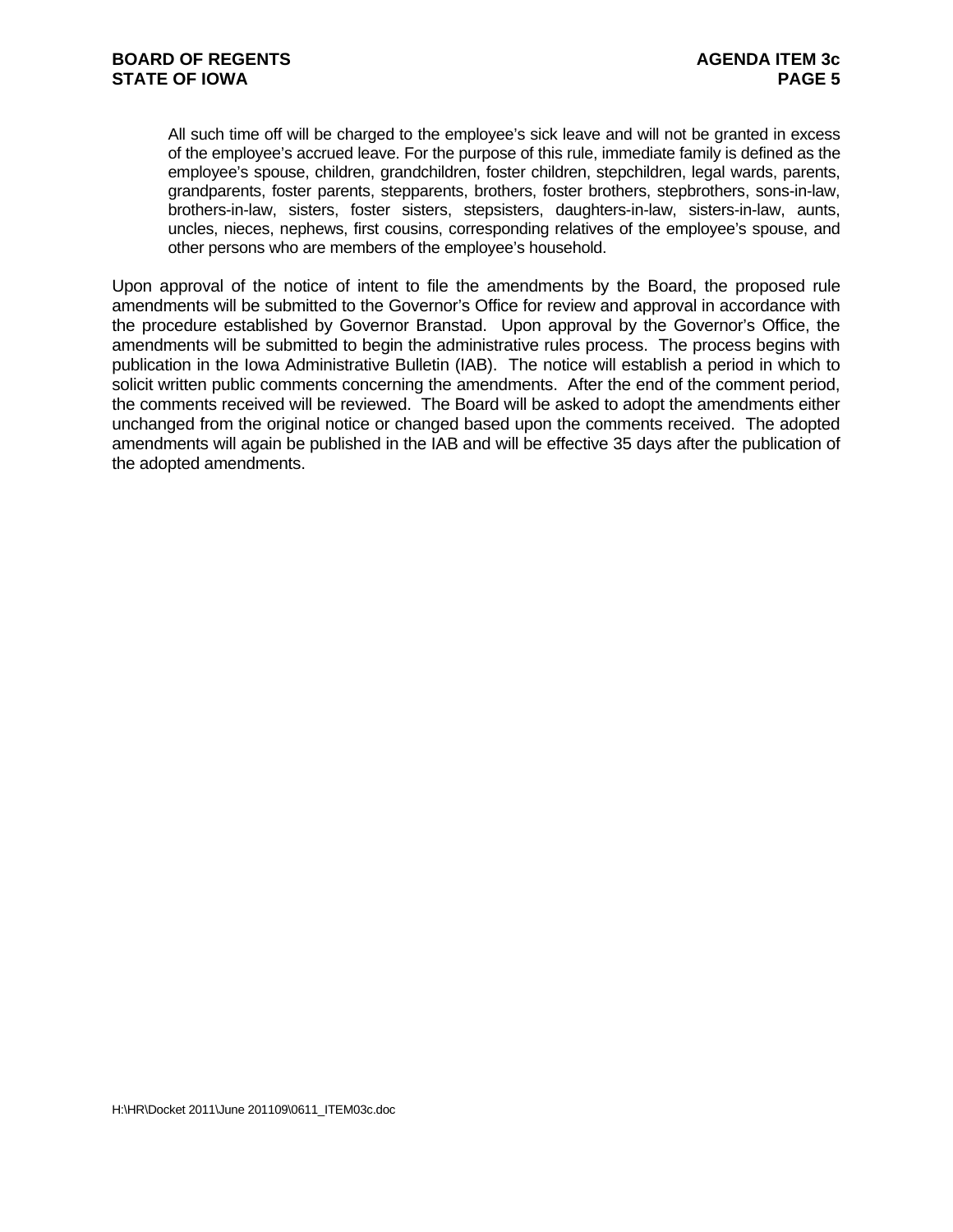All such time off will be charged to the employee's sick leave and will not be granted in excess of the employee's accrued leave. For the purpose of this rule, immediate family is defined as the employee's spouse, children, grandchildren, foster children, stepchildren, legal wards, parents, grandparents, foster parents, stepparents, brothers, foster brothers, stepbrothers, sons-in-law, brothers-in-law, sisters, foster sisters, stepsisters, daughters-in-law, sisters-in-law, aunts, uncles, nieces, nephews, first cousins, corresponding relatives of the employee's spouse, and other persons who are members of the employee's household.

Upon approval of the notice of intent to file the amendments by the Board, the proposed rule amendments will be submitted to the Governor's Office for review and approval in accordance with the procedure established by Governor Branstad. Upon approval by the Governor's Office, the amendments will be submitted to begin the administrative rules process. The process begins with publication in the Iowa Administrative Bulletin (IAB). The notice will establish a period in which to solicit written public comments concerning the amendments. After the end of the comment period, the comments received will be reviewed. The Board will be asked to adopt the amendments either unchanged from the original notice or changed based upon the comments received. The adopted amendments will again be published in the IAB and will be effective 35 days after the publication of the adopted amendments.